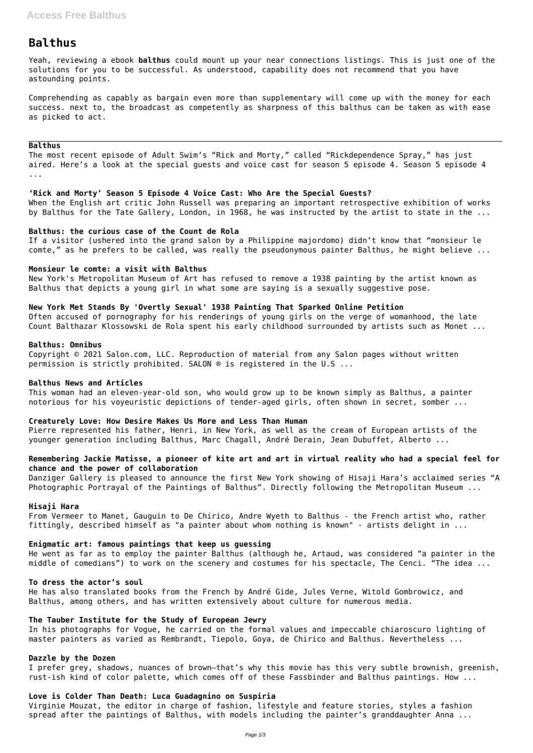# Balthus

Yeah, reviewing a ebook **balthus** could mount up your near connections listings. This is just one of the solutions for you to be successful. As understood, capability does not recommend that you have astounding points.

Comprehending as capably as bargain even more than supplementary will come up with the money for each success. next to, the broadcast as competently as sharpness of this balthus can be taken as with ease as picked to act.

---

**Balthus**

The most recent episode of Adult Swim's "Rick and Morty," called "Rickdependence Spray," has just aired. Here's a look at the special guests and voice cast for season 5 episode 4. Season 5 episode 4 ...

**'Rick and Morty' Season 5 Episode 4 Voice Cast: Who Are the Special Guests?**

When the English art critic John Russell was preparing an important retrospective exhibition of works by Balthus for the Tate Gallery, London, in 1968, he was instructed by the artist to state in the ...

**Balthus: the curious case of the Count de Rola**

If a visitor (ushered into the grand salon by a Philippine majordomo) didn't know that "monsieur le comte," as he prefers to be called, was really the pseudonymous painter Balthus, he might believe ...

**Monsieur le comte: a visit with Balthus**

New York's Metropolitan Museum of Art has refused to remove a 1938 painting by the artist known as Balthus that depicts a young girl in what some are saying is a sexually suggestive pose.

**New York Met Stands By 'Overtly Sexual' 1938 Painting That Sparked Online Petition**

Often accused of pornography for his renderings of young girls on the verge of womanhood, the late Count Balthazar Klossowski de Rola spent his early childhood surrounded by artists such as Monet ...

**Balthus: Omnibus**

Copyright © 2021 Salon.com, LLC. Reproduction of material from any Salon pages without written permission is strictly prohibited. SALON ® is registered in the U.S ...

**Balthus News and Articles**

This woman had an eleven-year-old son, who would grow up to be known simply as Balthus, a painter notorious for his voyeuristic depictions of tender-aged girls, often shown in secret, somber ...

**Creaturely Love: How Desire Makes Us More and Less Than Human**

Pierre represented his father, Henri, in New York, as well as the cream of European artists of the younger generation including Balthus, Marc Chagall, André Derain, Jean Dubuffet, Alberto ...

**Remembering Jackie Matisse, a pioneer of kite art and art in virtual reality who had a special feel for chance and the power of collaboration**

Danziger Gallery is pleased to announce the first New York showing of Hisaji Hara's acclaimed series "A Photographic Portrayal of the Paintings of Balthus". Directly following the Metropolitan Museum ...

**Hisaji Hara**

From Vermeer to Manet, Gauguin to De Chirico, Andre Wyeth to Balthus - the French artist who, rather fittingly, described himself as "a painter about whom nothing is known" - artists delight in ...

**Enigmatic art: famous paintings that keep us guessing**

He went as far as to employ the painter Balthus (although he, Artaud, was considered "a painter in the middle of comedians") to work on the scenery and costumes for his spectacle, The Cenci. "The idea ...

**To dress the actor's soul**

He has also translated books from the French by André Gide, Jules Verne, Witold Gombrowicz, and Balthus, among others, and has written extensively about culture for numerous media.

**The Tauber Institute for the Study of European Jewry**

In his photographs for Vogue, he carried on the formal values and impeccable chiaroscuro lighting of master painters as varied as Rembrandt, Tiepolo, Goya, de Chirico and Balthus. Nevertheless ...

**Dazzle by the Dozen**

I prefer grey, shadows, nuances of brown—that's why this movie has this very subtle brownish, greenish, rust-ish kind of color palette, which comes off of these Fassbinder and Balthus paintings. How ...

**Love is Colder Than Death: Luca Guadagnino on Suspiria**

Virginie Mouzat, the editor in charge of fashion, lifestyle and feature stories, styles a fashion spread after the paintings of Balthus, with models including the painter's granddaughter Anna ...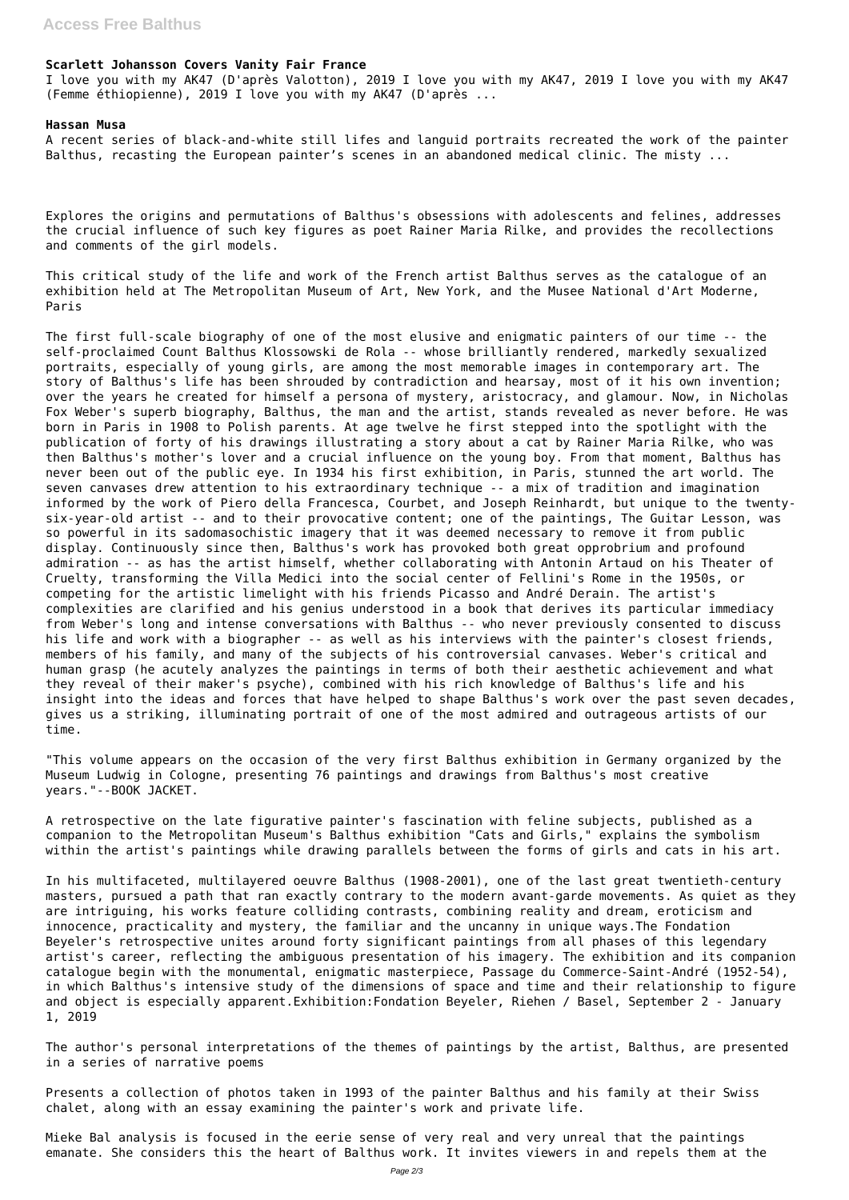### Scarlett Johansson Covers Vanity Fair France

I love you with my AK47 (D'après Valotton), 2019 I love you with my AK47, 2019 I love you with my AK47 (Femme éthiopienne), 2019 I love you with my AK47 (D'après ...

### Hassan Musa

A recent series of black-and-white still lifes and languid portraits recreated the work of the painter Balthus, recasting the European painter's scenes in an abandoned medical clinic. The misty ...

Explores the origins and permutations of Balthus's obsessions with adolescents and felines, addresses the crucial influence of such key figures as poet Rainer Maria Rilke, and provides the recollections and comments of the girl models.

This critical study of the life and work of the French artist Balthus serves as the catalogue of an exhibition held at The Metropolitan Museum of Art, New York, and the Musee National d'Art Moderne, Paris

The first full-scale biography of one of the most elusive and enigmatic painters of our time -- the self-proclaimed Count Balthus Klossowski de Rola -- whose brilliantly rendered, markedly sexualized portraits, especially of young girls, are among the most memorable images in contemporary art. The story of Balthus's life has been shrouded by contradiction and hearsay, most of it his own invention; over the years he created for himself a persona of mystery, aristocracy, and glamour. Now, in Nicholas Fox Weber's superb biography, Balthus, the man and the artist, stands revealed as never before. He was born in Paris in 1908 to Polish parents. At age twelve he first stepped into the spotlight with the publication of forty of his drawings illustrating a story about a cat by Rainer Maria Rilke, who was then Balthus's mother's lover and a crucial influence on the young boy. From that moment, Balthus has never been out of the public eye. In 1934 his first exhibition, in Paris, stunned the art world. The seven canvases drew attention to his extraordinary technique -- a mix of tradition and imagination informed by the work of Piero della Francesca, Courbet, and Joseph Reinhardt, but unique to the twenty-six-year-old artist -- and to their provocative content; one of the paintings, The Guitar Lesson, was so powerful in its sadomasochistic imagery that it was deemed necessary to remove it from public display. Continuously since then, Balthus's work has provoked both great opprobrium and profound admiration -- as has the artist himself, whether collaborating with Antonin Artaud on his Theater of Cruelty, transforming the Villa Medici into the social center of Fellini's Rome in the 1950s, or competing for the artistic limelight with his friends Picasso and André Derain. The artist's complexities are clarified and his genius understood in a book that derives its particular immediacy from Weber's long and intense conversations with Balthus -- who never previously consented to discuss his life and work with a biographer -- as well as his interviews with the painter's closest friends, members of his family, and many of the subjects of his controversial canvases. Weber's critical and human grasp (he acutely analyzes the paintings in terms of both their aesthetic achievement and what they reveal of their maker's psyche), combined with his rich knowledge of Balthus's life and his insight into the ideas and forces that have helped to shape Balthus's work over the past seven decades, gives us a striking, illuminating portrait of one of the most admired and outrageous artists of our time.

"This volume appears on the occasion of the very first Balthus exhibition in Germany organized by the Museum Ludwig in Cologne, presenting 76 paintings and drawings from Balthus's most creative years."--BOOK JACKET.

A retrospective on the late figurative painter's fascination with feline subjects, published as a companion to the Metropolitan Museum's Balthus exhibition "Cats and Girls," explains the symbolism within the artist's paintings while drawing parallels between the forms of girls and cats in his art.

In his multifaceted, multilayered oeuvre Balthus (1908-2001), one of the last great twentieth-century masters, pursued a path that ran exactly contrary to the modern avant-garde movements. As quiet as they are intriguing, his works feature colliding contrasts, combining reality and dream, eroticism and innocence, practicality and mystery, the familiar and the uncanny in unique ways.The Fondation Beyeler's retrospective unites around forty significant paintings from all phases of this legendary artist's career, reflecting the ambiguous presentation of his imagery. The exhibition and its companion catalogue begin with the monumental, enigmatic masterpiece, Passage du Commerce-Saint-André (1952-54), in which Balthus's intensive study of the dimensions of space and time and their relationship to figure and object is especially apparent.Exhibition:Fondation Beyeler, Riehen / Basel, September 2 - January 1, 2019

The author's personal interpretations of the themes of paintings by the artist, Balthus, are presented in a series of narrative poems

Presents a collection of photos taken in 1993 of the painter Balthus and his family at their Swiss chalet, along with an essay examining the painter's work and private life.

Mieke Bal analysis is focused in the eerie sense of very real and very unreal that the paintings emanate. She considers this the heart of Balthus work. It invites viewers in and repels them at the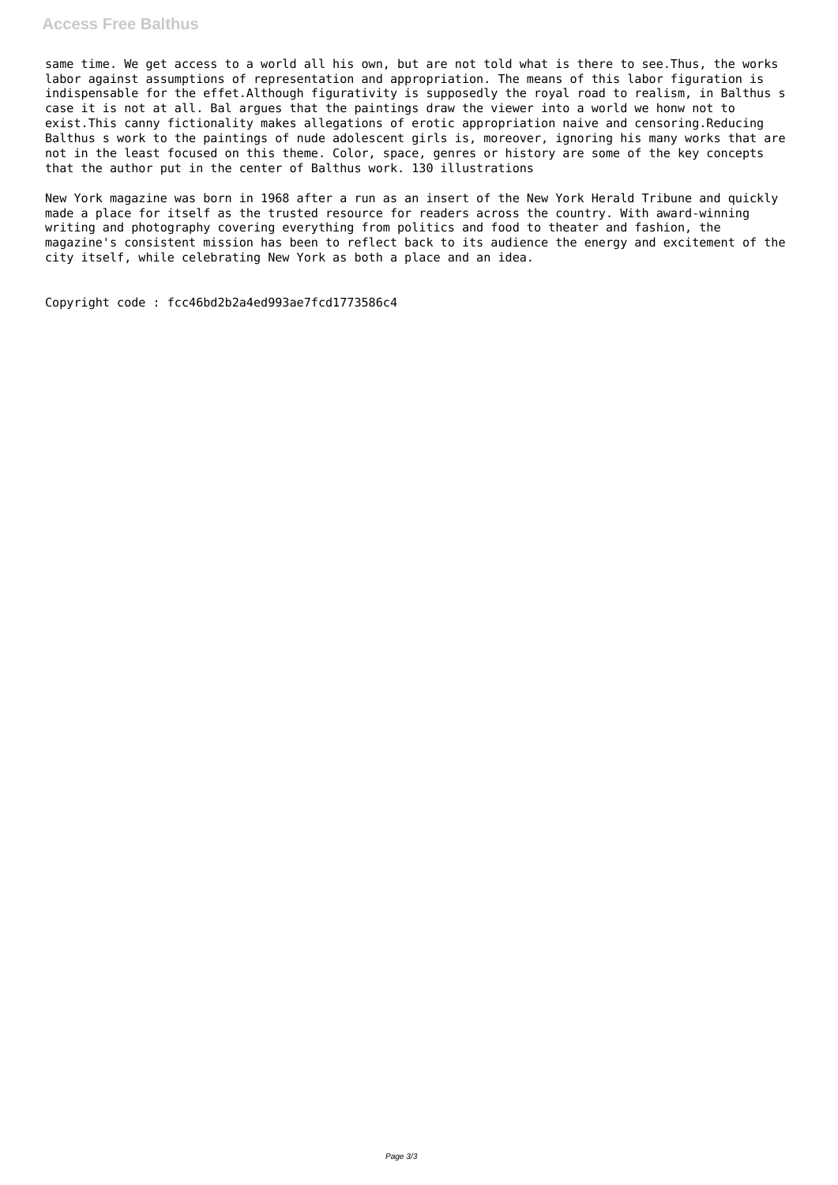same time. We get access to a world all his own, but are not told what is there to see.Thus, the works labor against assumptions of representation and appropriation. The means of this labor figuration is indispensable for the effet.Although figurativity is supposedly the royal road to realism, in Balthus s case it is not at all. Bal argues that the paintings draw the viewer into a world we honw not to exist.This canny fictionality makes allegations of erotic appropriation naive and censoring.Reducing Balthus s work to the paintings of nude adolescent girls is, moreover, ignoring his many works that are not in the least focused on this theme. Color, space, genres or history are some of the key concepts that the author put in the center of Balthus work. 130 illustrations

New York magazine was born in 1968 after a run as an insert of the New York Herald Tribune and quickly made a place for itself as the trusted resource for readers across the country. With award-winning writing and photography covering everything from politics and food to theater and fashion, the magazine's consistent mission has been to reflect back to its audience the energy and excitement of the city itself, while celebrating New York as both a place and an idea.

Copyright code : fcc46bd2b2a4ed993ae7fcd1773586c4